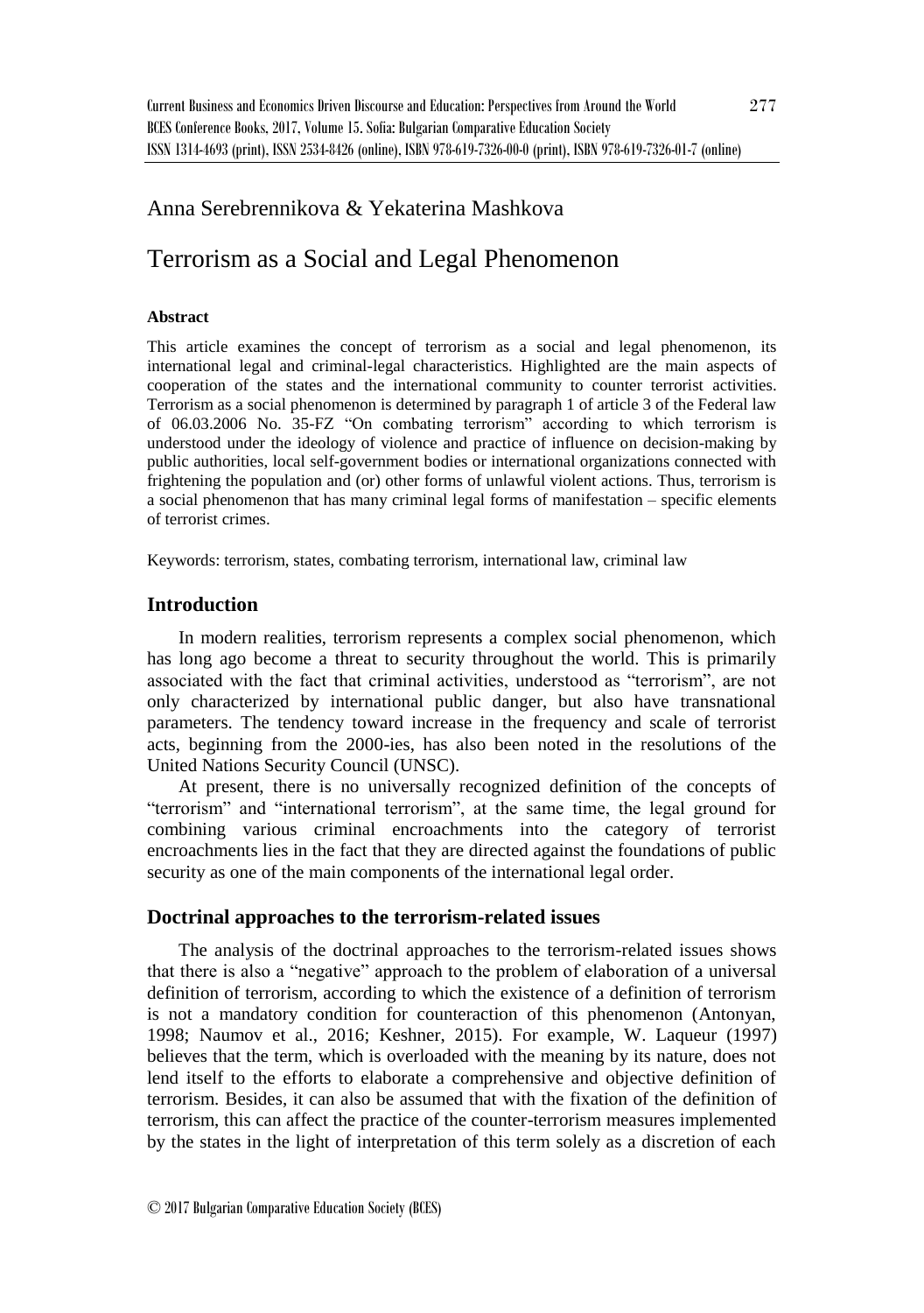Anna Serebrennikova & Yekaterina Mashkova

# Terrorism as a Social and Legal Phenomenon

### Abstract

This article examines the concept of terrorism as a social and legal phenomenon, its international legal and criminal-legal characteristics. Highlighted are the main aspects of cooperation of the states and the international community to counter terrorist activities. Terrorism as a social phenomenon is determined by paragraph 1 of article 3 of the Federal law of 06.03.2006 No. 35-FZ "On combating terrorism" according to which terrorism is understood under the ideology of violence and practice of influence on decision-making by public authorities, local self-government bodies or international organizations connected with frightening the population and (or) other forms of unlawful violent actions. Thus, terrorism is a social phenomenon that has many criminal legal forms of manifestation – specific elements of terrorist crimes.

Keywords: terrorism, states, combating terrorism, international law, criminal law

## Introduction

In modern realities, terrorism represents a complex social phenomenon, which has long ago become a threat to security throughout the world. This is primarily associated with the fact that criminal activities, understood as "terrorism", are not only characterized by international public danger, but also have transnational parameters. The tendency toward increase in the frequency and scale of terrorist acts, beginning from the 2000-ies, has also been noted in the resolutions of the United Nations Security Council (UNSC).

At present, there is no universally recognized definition of the concepts of "terrorism" and "international terrorism", at the same time, the legal ground for combining various criminal encroachments into the category of terrorist encroachments lies in the fact that they are directed against the foundations of public security as one of the main components of the international legal order.

## Doctrinal approaches to the terrorism-related issues

The analysis of the doctrinal approaches to the terrorism-related issues shows that there is also a "negative" approach to the problem of elaboration of a universal definition of terrorism, according to which the existence of a definition of terrorism is not a mandatory condition for counteraction of this phenomenon (Antonyan, 1998; Naumov et al., 2016; Keshner, 2015). For example, W. Laqueur (1997) believes that the term, which is overloaded with the meaning by its nature, does not lend itself to the efforts to elaborate a comprehensive and objective definition of terrorism. Besides, it can also be assumed that with the fixation of the definition of terrorism, this can affect the practice of the counter-terrorism measures implemented by the states in the light of interpretation of this term solely as a discretion of each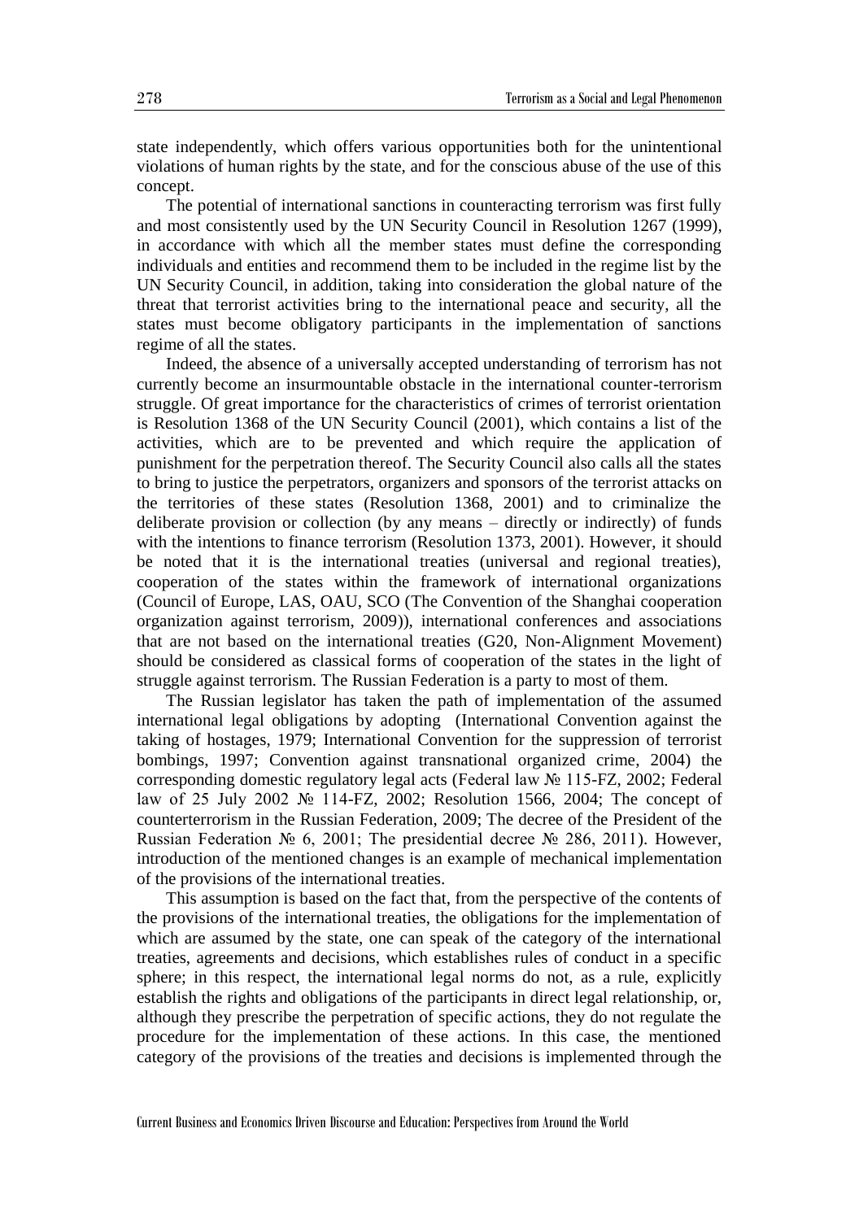state independently, which offers various opportunities both for the unintentional violations of human rights by the state, and for the conscious abuse of the use of this concept.

The potential of international sanctions in counteracting terrorism was first fully and most consistently used by the UN Security Council in Resolution 1267 (1999), in accordance with which all the member states must define the corresponding individuals and entities and recommend them to be included in the regime list by the UN Security Council, in addition, taking into consideration the global nature of the threat that terrorist activities bring to the international peace and security, all the states must become obligatory participants in the implementation of sanctions regime of all the states.

Indeed, the absence of a universally accepted understanding of terrorism has not currently become an insurmountable obstacle in the international counter-terrorism struggle. Of great importance for the characteristics of crimes of terrorist orientation is Resolution 1368 of the UN Security Council (2001), which contains a list of the activities, which are to be prevented and which require the application of punishment for the perpetration thereof. The Security Council also calls all the states to bring to justice the perpetrators, organizers and sponsors of the terrorist attacks on the territories of these states (Resolution 1368, 2001) and to criminalize the deliberate provision or collection (by any means – directly or indirectly) of funds with the intentions to finance terrorism (Resolution 1373, 2001). However, it should be noted that it is the international treaties (universal and regional treaties), cooperation of the states within the framework of international organizations (Council of Europe, LAS, OAU, SCO (The Convention of the Shanghai cooperation organization against terrorism, 2009)), international conferences and associations that are not based on the international treaties (G20, Non-Alignment Movement) should be considered as classical forms of cooperation of the states in the light of struggle against terrorism. The Russian Federation is a party to most of them.

The Russian legislator has taken the path of implementation of the assumed international legal obligations by adopting (International Convention against the taking of hostages, 1979; International Convention for the suppression of terrorist bombings, 1997; Convention against transnational organized crime, 2004) the corresponding domestic regulatory legal acts (Federal law № 115-FZ, 2002; Federal law of 25 July 2002 № 114-FZ, 2002; Resolution 1566, 2004; The concept of counterterrorism in the Russian Federation, 2009; The decree of the President of the Russian Federation № 6, 2001; The presidential decree № 286, 2011). However, introduction of the mentioned changes is an example of mechanical implementation of the provisions of the international treaties.

This assumption is based on the fact that, from the perspective of the contents of the provisions of the international treaties, the obligations for the implementation of which are assumed by the state, one can speak of the category of the international treaties, agreements and decisions, which establishes rules of conduct in a specific sphere; in this respect, the international legal norms do not, as a rule, explicitly establish the rights and obligations of the participants in direct legal relationship, or, although they prescribe the perpetration of specific actions, they do not regulate the procedure for the implementation of these actions. In this case, the mentioned category of the provisions of the treaties and decisions is implemented through the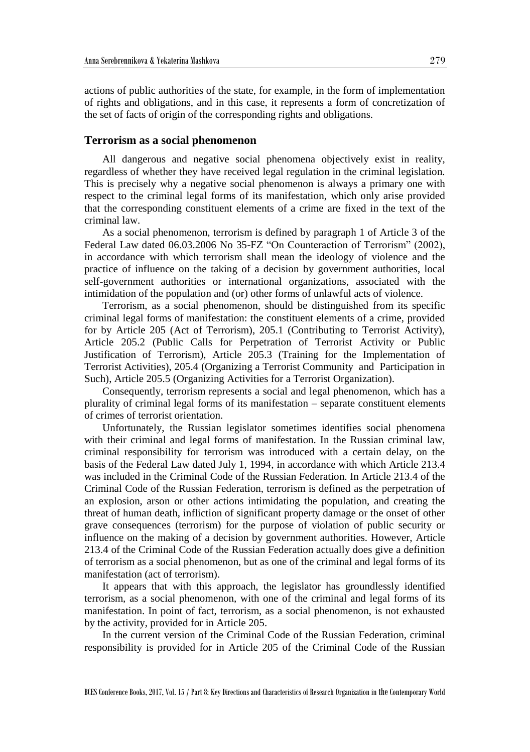actions of public authorities of the state, for example, in the form of implementation of rights and obligations, and in this case, it represents a form of concretization of the set of facts of origin of the corresponding rights and obligations.

## Terrorism as a social phenomenon

All dangerous and negative social phenomena objectively exist in reality, regardless of whether they have received legal regulation in the criminal legislation. This is precisely why a negative social phenomenon is always a primary one with respect to the criminal legal forms of its manifestation, which only arise provided that the corresponding constituent elements of a crime are fixed in the text of the criminal law.

As a social phenomenon, terrorism is defined by paragraph 1 of Article 3 of the Federal Law dated 06.03.2006 No 35-FZ "On Counteraction of Terrorism" (2002), in accordance with which terrorism shall mean the ideology of violence and the practice of influence on the taking of a decision by government authorities, local self-government authorities or international organizations, associated with the intimidation of the population and (or) other forms of unlawful acts of violence.

Terrorism, as a social phenomenon, should be distinguished from its specific criminal legal forms of manifestation: the constituent elements of a crime, provided for by Article 205 (Act of Terrorism), 205.1 (Contributing to Terrorist Activity), Article 205.2 (Public Calls for Perpetration of Terrorist Activity or Public Justification of Terrorism), Article 205.3 (Training for the Implementation of Terrorist Activities), 205.4 (Organizing a Terrorist Community and Participation in Such), Article 205.5 (Organizing Activities for a Terrorist Organization).

Consequently, terrorism represents a social and legal phenomenon, which has a plurality of criminal legal forms of its manifestation – separate constituent elements of crimes of terrorist orientation.

Unfortunately, the Russian legislator sometimes identifies social phenomena with their criminal and legal forms of manifestation. In the Russian criminal law, criminal responsibility for terrorism was introduced with a certain delay, on the basis of the Federal Law dated July 1, 1994, in accordance with which Article 213.4 was included in the Criminal Code of the Russian Federation. In Article 213.4 of the Criminal Code of the Russian Federation, terrorism is defined as the perpetration of an explosion, arson or other actions intimidating the population, and creating the threat of human death, infliction of significant property damage or the onset of other grave consequences (terrorism) for the purpose of violation of public security or influence on the making of a decision by government authorities. However, Article 213.4 of the Criminal Code of the Russian Federation actually does give a definition of terrorism as a social phenomenon, but as one of the criminal and legal forms of its manifestation (act of terrorism).

It appears that with this approach, the legislator has groundlessly identified terrorism, as a social phenomenon, with one of the criminal and legal forms of its manifestation. In point of fact, terrorism, as a social phenomenon, is not exhausted by the activity, provided for in Article 205.

In the current version of the Criminal Code of the Russian Federation, criminal responsibility is provided for in Article 205 of the Criminal Code of the Russian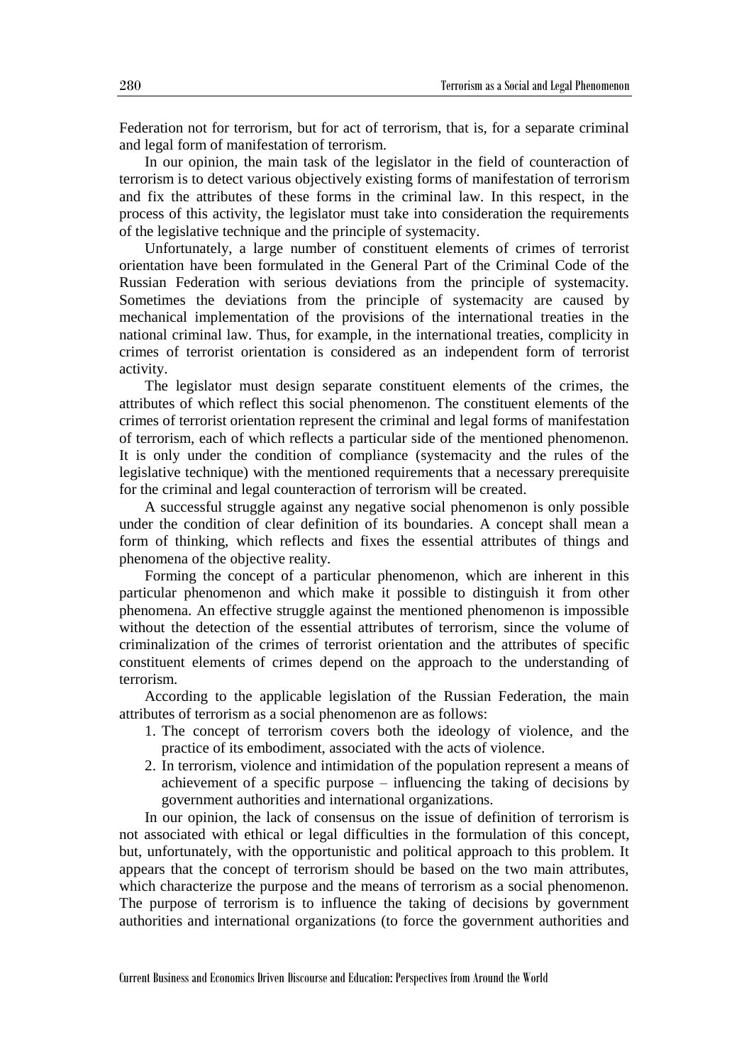Federation not for terrorism, but for act of terrorism, that is, for a separate criminal and legal form of manifestation of terrorism.

In our opinion, the main task of the legislator in the field of counteraction of terrorism is to detect various objectively existing forms of manifestation of terrorism and fix the attributes of these forms in the criminal law. In this respect, in the process of this activity, the legislator must take into consideration the requirements of the legislative technique and the principle of systemacity.

Unfortunately, a large number of constituent elements of crimes of terrorist orientation have been formulated in the General Part of the Criminal Code of the Russian Federation with serious deviations from the principle of systemacity. Sometimes the deviations from the principle of systemacity are caused by mechanical implementation of the provisions of the international treaties in the national criminal law. Thus, for example, in the international treaties, complicity in crimes of terrorist orientation is considered as an independent form of terrorist activity.

The legislator must design separate constituent elements of the crimes, the attributes of which reflect this social phenomenon. The constituent elements of the crimes of terrorist orientation represent the criminal and legal forms of manifestation of terrorism, each of which reflects a particular side of the mentioned phenomenon. It is only under the condition of compliance (systemacity and the rules of the legislative technique) with the mentioned requirements that a necessary prerequisite for the criminal and legal counteraction of terrorism will be created.

A successful struggle against any negative social phenomenon is only possible under the condition of clear definition of its boundaries. A concept shall mean a form of thinking, which reflects and fixes the essential attributes of things and phenomena of the objective reality.

Forming the concept of a particular phenomenon, which are inherent in this particular phenomenon and which make it possible to distinguish it from other phenomena. An effective struggle against the mentioned phenomenon is impossible without the detection of the essential attributes of terrorism, since the volume of criminalization of the crimes of terrorist orientation and the attributes of specific constituent elements of crimes depend on the approach to the understanding of terrorism.

According to the applicable legislation of the Russian Federation, the main attributes of terrorism as a social phenomenon are as follows:

1. The concept of terrorism covers both the ideology of violence, and the practice of its embodiment, associated with the acts of violence.
2. In terrorism, violence and intimidation of the population represent a means of achievement of a specific purpose – influencing the taking of decisions by government authorities and international organizations.

In our opinion, the lack of consensus on the issue of definition of terrorism is not associated with ethical or legal difficulties in the formulation of this concept, but, unfortunately, with the opportunistic and political approach to this problem. It appears that the concept of terrorism should be based on the two main attributes, which characterize the purpose and the means of terrorism as a social phenomenon. The purpose of terrorism is to influence the taking of decisions by government authorities and international organizations (to force the government authorities and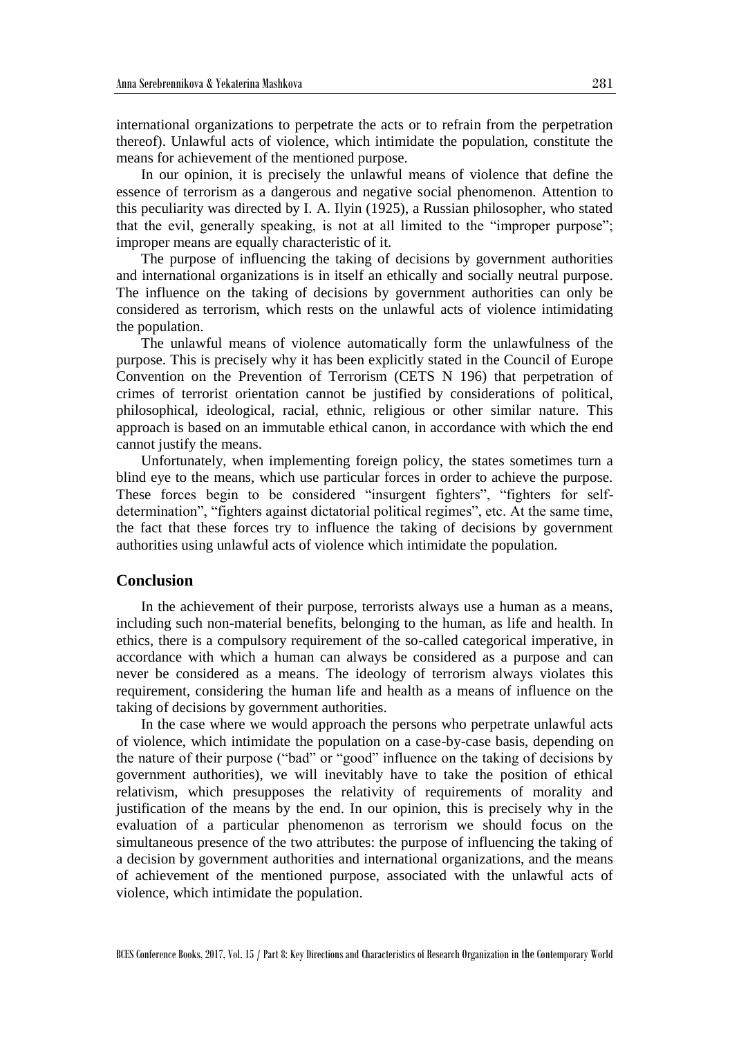international organizations to perpetrate the acts or to refrain from the perpetration thereof). Unlawful acts of violence, which intimidate the population, constitute the means for achievement of the mentioned purpose.

In our opinion, it is precisely the unlawful means of violence that define the essence of terrorism as a dangerous and negative social phenomenon. Attention to this peculiarity was directed by I. A. Ilyin (1925), a Russian philosopher, who stated that the evil, generally speaking, is not at all limited to the "improper purpose"; improper means are equally characteristic of it.

The purpose of influencing the taking of decisions by government authorities and international organizations is in itself an ethically and socially neutral purpose. The influence on the taking of decisions by government authorities can only be considered as terrorism, which rests on the unlawful acts of violence intimidating the population.

The unlawful means of violence automatically form the unlawfulness of the purpose. This is precisely why it has been explicitly stated in the Council of Europe Convention on the Prevention of Terrorism (CETS N 196) that perpetration of crimes of terrorist orientation cannot be justified by considerations of political, philosophical, ideological, racial, ethnic, religious or other similar nature. This approach is based on an immutable ethical canon, in accordance with which the end cannot justify the means.

Unfortunately, when implementing foreign policy, the states sometimes turn a blind eye to the means, which use particular forces in order to achieve the purpose. These forces begin to be considered "insurgent fighters", "fighters for self-determination", "fighters against dictatorial political regimes", etc. At the same time, the fact that these forces try to influence the taking of decisions by government authorities using unlawful acts of violence which intimidate the population.

## Conclusion

In the achievement of their purpose, terrorists always use a human as a means, including such non-material benefits, belonging to the human, as life and health. In ethics, there is a compulsory requirement of the so-called categorical imperative, in accordance with which a human can always be considered as a purpose and can never be considered as a means. The ideology of terrorism always violates this requirement, considering the human life and health as a means of influence on the taking of decisions by government authorities.

In the case where we would approach the persons who perpetrate unlawful acts of violence, which intimidate the population on a case-by-case basis, depending on the nature of their purpose ("bad" or "good" influence on the taking of decisions by government authorities), we will inevitably have to take the position of ethical relativism, which presupposes the relativity of requirements of morality and justification of the means by the end. In our opinion, this is precisely why in the evaluation of a particular phenomenon as terrorism we should focus on the simultaneous presence of the two attributes: the purpose of influencing the taking of a decision by government authorities and international organizations, and the means of achievement of the mentioned purpose, associated with the unlawful acts of violence, which intimidate the population.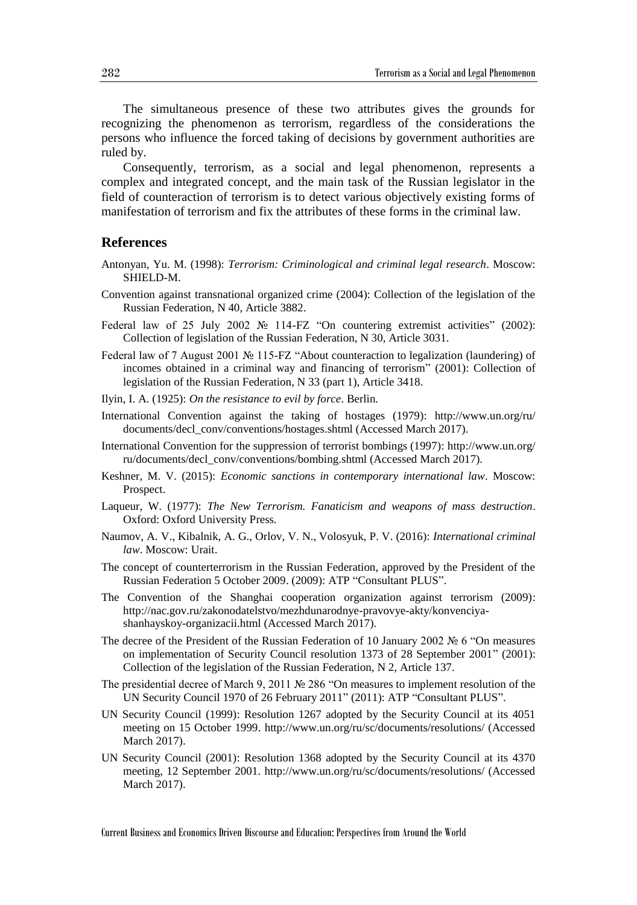The simultaneous presence of these two attributes gives the grounds for recognizing the phenomenon as terrorism, regardless of the considerations the persons who influence the forced taking of decisions by government authorities are ruled by.

Consequently, terrorism, as a social and legal phenomenon, represents a complex and integrated concept, and the main task of the Russian legislator in the field of counteraction of terrorism is to detect various objectively existing forms of manifestation of terrorism and fix the attributes of these forms in the criminal law.

## References

Antonyan, Yu. M. (1998): *Terrorism: Criminological and criminal legal research*. Moscow: SHIELD-M.

Convention against transnational organized crime (2004): Collection of the legislation of the Russian Federation, N 40, Article 3882.

Federal law of 25 July 2002 № 114-FZ "On countering extremist activities" (2002): Collection of legislation of the Russian Federation, N 30, Article 3031.

Federal law of 7 August 2001 № 115-FZ "About counteraction to legalization (laundering) of incomes obtained in a criminal way and financing of terrorism" (2001): Collection of legislation of the Russian Federation, N 33 (part 1), Article 3418.

Ilyin, I. A. (1925): *On the resistance to evil by force*. Berlin.

International Convention against the taking of hostages (1979): http://www.un.org/ru/documents/decl_conv/conventions/hostages.shtml (Accessed March 2017).

International Convention for the suppression of terrorist bombings (1997): http://www.un.org/ru/documents/decl_conv/conventions/bombing.shtml (Accessed March 2017).

Keshner, M. V. (2015): *Economic sanctions in contemporary international law*. Moscow: Prospect.

Laqueur, W. (1977): *The New Terrorism. Fanaticism and weapons of mass destruction*. Oxford: Oxford University Press.

Naumov, A. V., Kibalnik, A. G., Orlov, V. N., Volosyuk, P. V. (2016): *International criminal law*. Moscow: Urait.

The concept of counterterrorism in the Russian Federation, approved by the President of the Russian Federation 5 October 2009. (2009): ATP "Consultant PLUS".

The Convention of the Shanghai cooperation organization against terrorism (2009): http://nac.gov.ru/zakonodatelstvo/mezhdunarodnye-pravovye-akty/konvenciya-shanhayskoy-organizacii.html (Accessed March 2017).

The decree of the President of the Russian Federation of 10 January 2002 № 6 "On measures on implementation of Security Council resolution 1373 of 28 September 2001" (2001): Collection of the legislation of the Russian Federation, N 2, Article 137.

The presidential decree of March 9, 2011 № 286 "On measures to implement resolution of the UN Security Council 1970 of 26 February 2011" (2011): ATP "Consultant PLUS".

UN Security Council (1999): Resolution 1267 adopted by the Security Council at its 4051 meeting on 15 October 1999. http://www.un.org/ru/sc/documents/resolutions/ (Accessed March 2017).

UN Security Council (2001): Resolution 1368 adopted by the Security Council at its 4370 meeting, 12 September 2001. http://www.un.org/ru/sc/documents/resolutions/ (Accessed March 2017).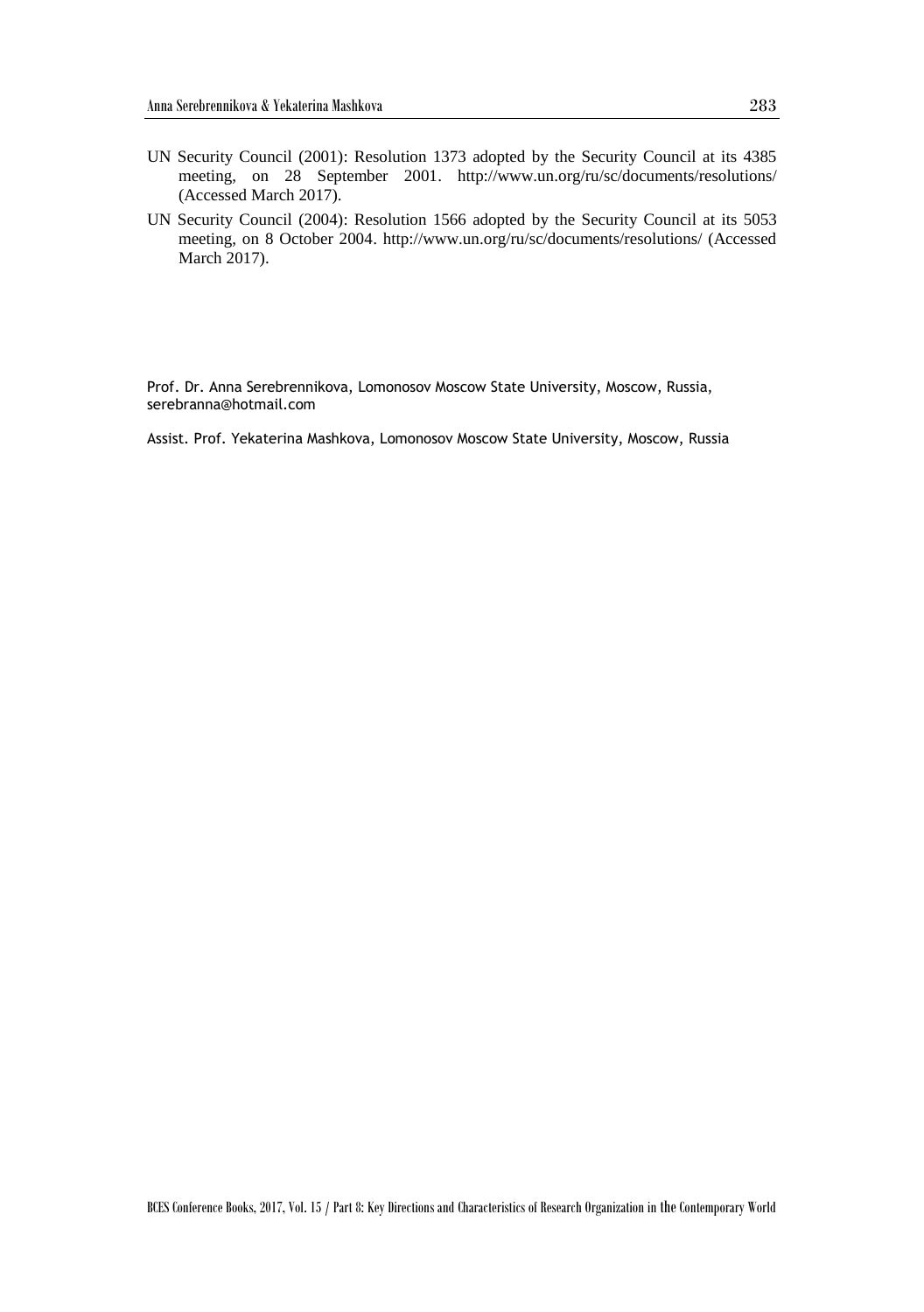UN Security Council (2001): Resolution 1373 adopted by the Security Council at its 4385 meeting, on 28 September 2001. http://www.un.org/ru/sc/documents/resolutions/ (Accessed March 2017).

UN Security Council (2004): Resolution 1566 adopted by the Security Council at its 5053 meeting, on 8 October 2004. http://www.un.org/ru/sc/documents/resolutions/ (Accessed March 2017).

Prof. Dr. Anna Serebrennikova, Lomonosov Moscow State University, Moscow, Russia, serebranna@hotmail.com

Assist. Prof. Yekaterina Mashkova, Lomonosov Moscow State University, Moscow, Russia